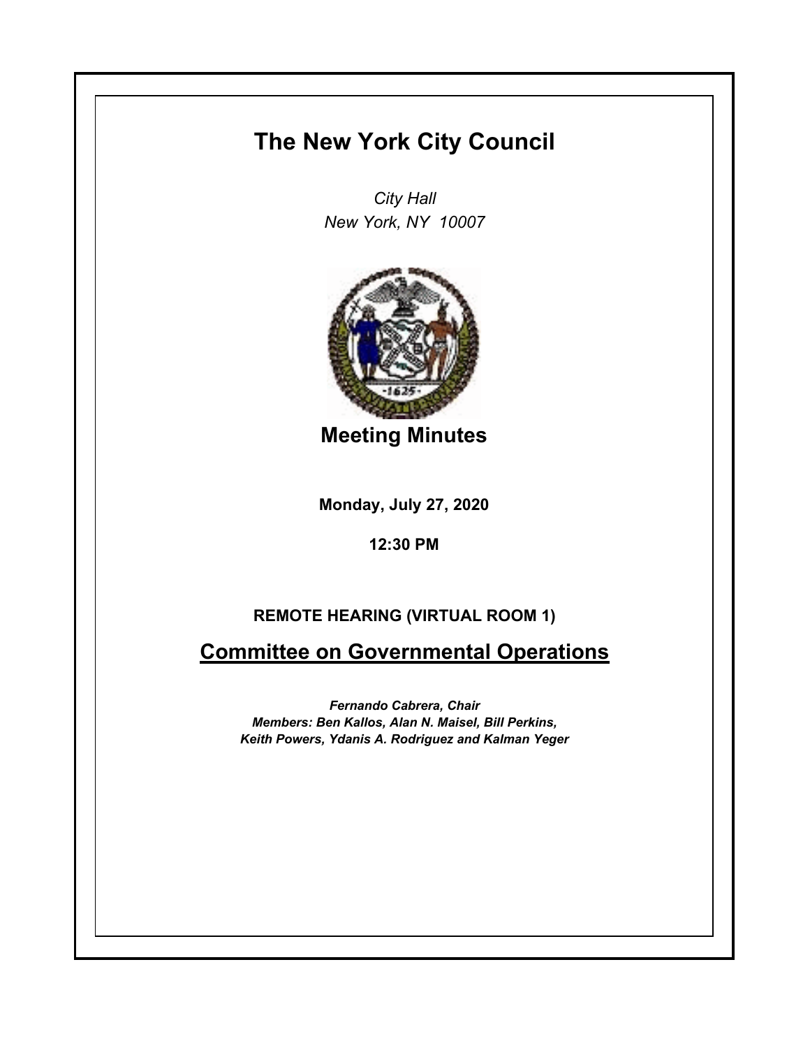# The New York City Council

*City Hall*
*New York, NY 10007*

## Meeting Minutes

**Monday, July 27, 2020**

**12:30 PM**

**REMOTE HEARING (VIRTUAL ROOM 1)**

## Committee on Governmental Operations

***Fernando Cabrera, Chair***
***Members: Ben Kallos, Alan N. Maisel, Bill Perkins, Keith Powers, Ydanis A. Rodriguez and Kalman Yeger***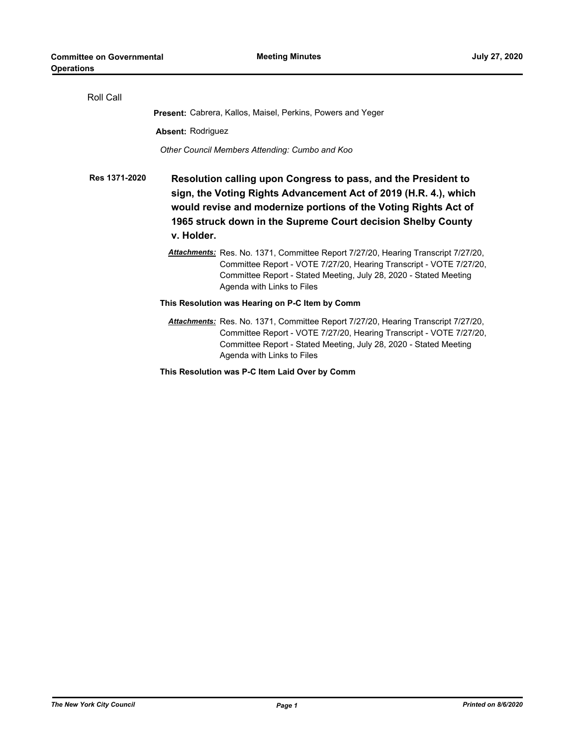Roll Call

**Present:** Cabrera, Kallos, Maisel, Perkins, Powers and Yeger

**Absent:** Rodriguez

*Other Council Members Attending: Cumbo and Koo*

**Res 1371-2020**

**Resolution calling upon Congress to pass, and the President to sign, the Voting Rights Advancement Act of 2019 (H.R. 4.), which would revise and modernize portions of the Voting Rights Act of 1965 struck down in the Supreme Court decision Shelby County v. Holder.**

***Attachments:*** Res. No. 1371, Committee Report 7/27/20, Hearing Transcript 7/27/20, Committee Report - VOTE 7/27/20, Hearing Transcript - VOTE 7/27/20, Committee Report - Stated Meeting, July 28, 2020 - Stated Meeting Agenda with Links to Files

**This Resolution was Hearing on P-C Item by Comm**

***Attachments:*** Res. No. 1371, Committee Report 7/27/20, Hearing Transcript 7/27/20, Committee Report - VOTE 7/27/20, Hearing Transcript - VOTE 7/27/20, Committee Report - Stated Meeting, July 28, 2020 - Stated Meeting Agenda with Links to Files

**This Resolution was P-C Item Laid Over by Comm**